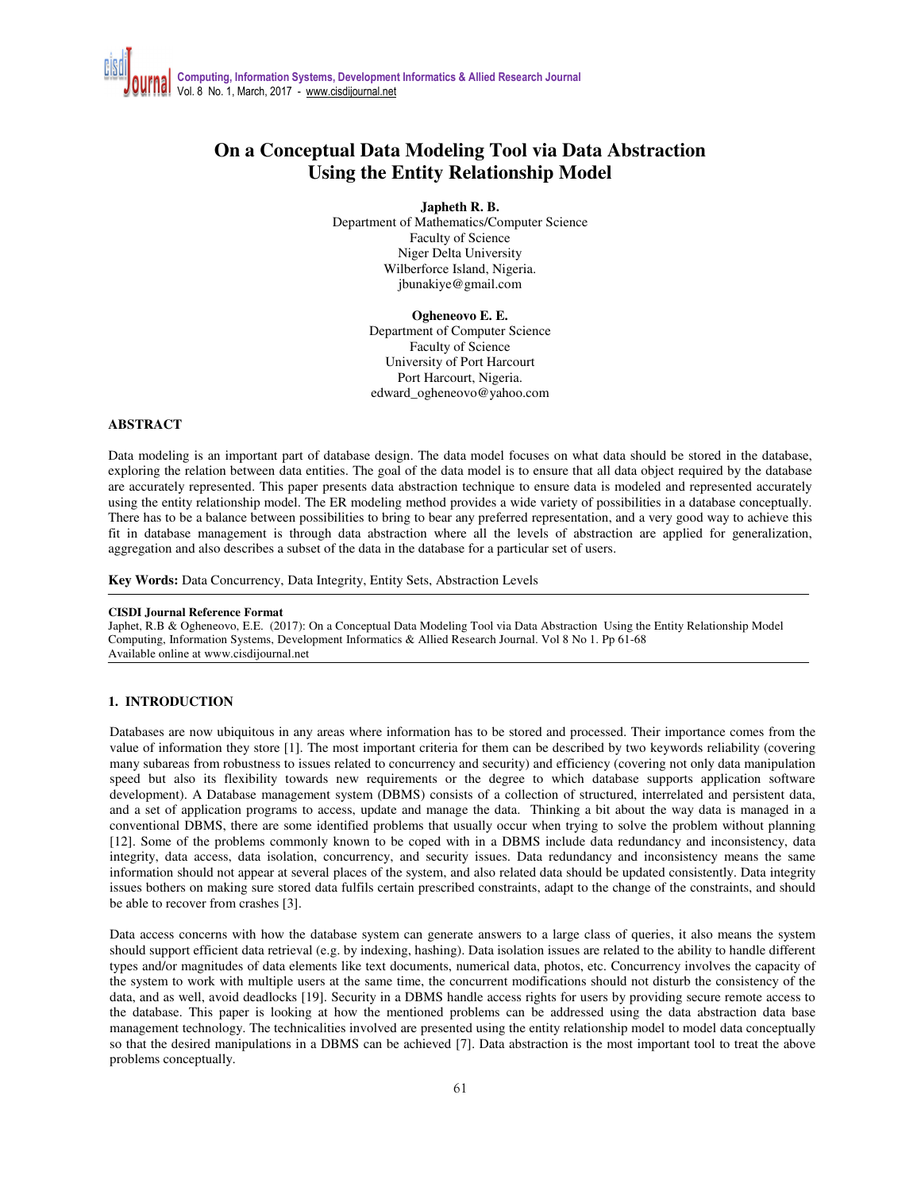# On a Conceptual Data Modeling Tool via Data Abstraction Using the Entity Relationship Model

**Japheth R. B.**
Department of Mathematics/Computer Science
Faculty of Science
Niger Delta University
Wilberforce Island, Nigeria.
jbunakiye@gmail.com

**Ogheneovo E. E.**
Department of Computer Science
Faculty of Science
University of Port Harcourt
Port Harcourt, Nigeria.
edward_ogheneovo@yahoo.com

## ABSTRACT

Data modeling is an important part of database design. The data model focuses on what data should be stored in the database, exploring the relation between data entities. The goal of the data model is to ensure that all data object required by the database are accurately represented. This paper presents data abstraction technique to ensure data is modeled and represented accurately using the entity relationship model. The ER modeling method provides a wide variety of possibilities in a database conceptually. There has to be a balance between possibilities to bring to bear any preferred representation, and a very good way to achieve this fit in database management is through data abstraction where all the levels of abstraction are applied for generalization, aggregation and also describes a subset of the data in the database for a particular set of users.

**Key Words:** Data Concurrency, Data Integrity, Entity Sets, Abstraction Levels

---

**CISDI Journal Reference Format**
Japhet, R.B & Ogheneovo, E.E. (2017): On a Conceptual Data Modeling Tool via Data Abstraction Using the Entity Relationship Model Computing, Information Systems, Development Informatics & Allied Research Journal. Vol 8 No 1. Pp 61-68
Available online at www.cisdijournal.net

---

## 1. INTRODUCTION

Databases are now ubiquitous in any areas where information has to be stored and processed. Their importance comes from the value of information they store [1]. The most important criteria for them can be described by two keywords reliability (covering many subareas from robustness to issues related to concurrency and security) and efficiency (covering not only data manipulation speed but also its flexibility towards new requirements or the degree to which database supports application software development). A Database management system (DBMS) consists of a collection of structured, interrelated and persistent data, and a set of application programs to access, update and manage the data. Thinking a bit about the way data is managed in a conventional DBMS, there are some identified problems that usually occur when trying to solve the problem without planning [12]. Some of the problems commonly known to be coped with in a DBMS include data redundancy and inconsistency, data integrity, data access, data isolation, concurrency, and security issues. Data redundancy and inconsistency means the same information should not appear at several places of the system, and also related data should be updated consistently. Data integrity issues bothers on making sure stored data fulfils certain prescribed constraints, adapt to the change of the constraints, and should be able to recover from crashes [3].

Data access concerns with how the database system can generate answers to a large class of queries, it also means the system should support efficient data retrieval (e.g. by indexing, hashing). Data isolation issues are related to the ability to handle different types and/or magnitudes of data elements like text documents, numerical data, photos, etc. Concurrency involves the capacity of the system to work with multiple users at the same time, the concurrent modifications should not disturb the consistency of the data, and as well, avoid deadlocks [19]. Security in a DBMS handle access rights for users by providing secure remote access to the database. This paper is looking at how the mentioned problems can be addressed using the data abstraction data base management technology. The technicalities involved are presented using the entity relationship model to model data conceptually so that the desired manipulations in a DBMS can be achieved [7]. Data abstraction is the most important tool to treat the above problems conceptually.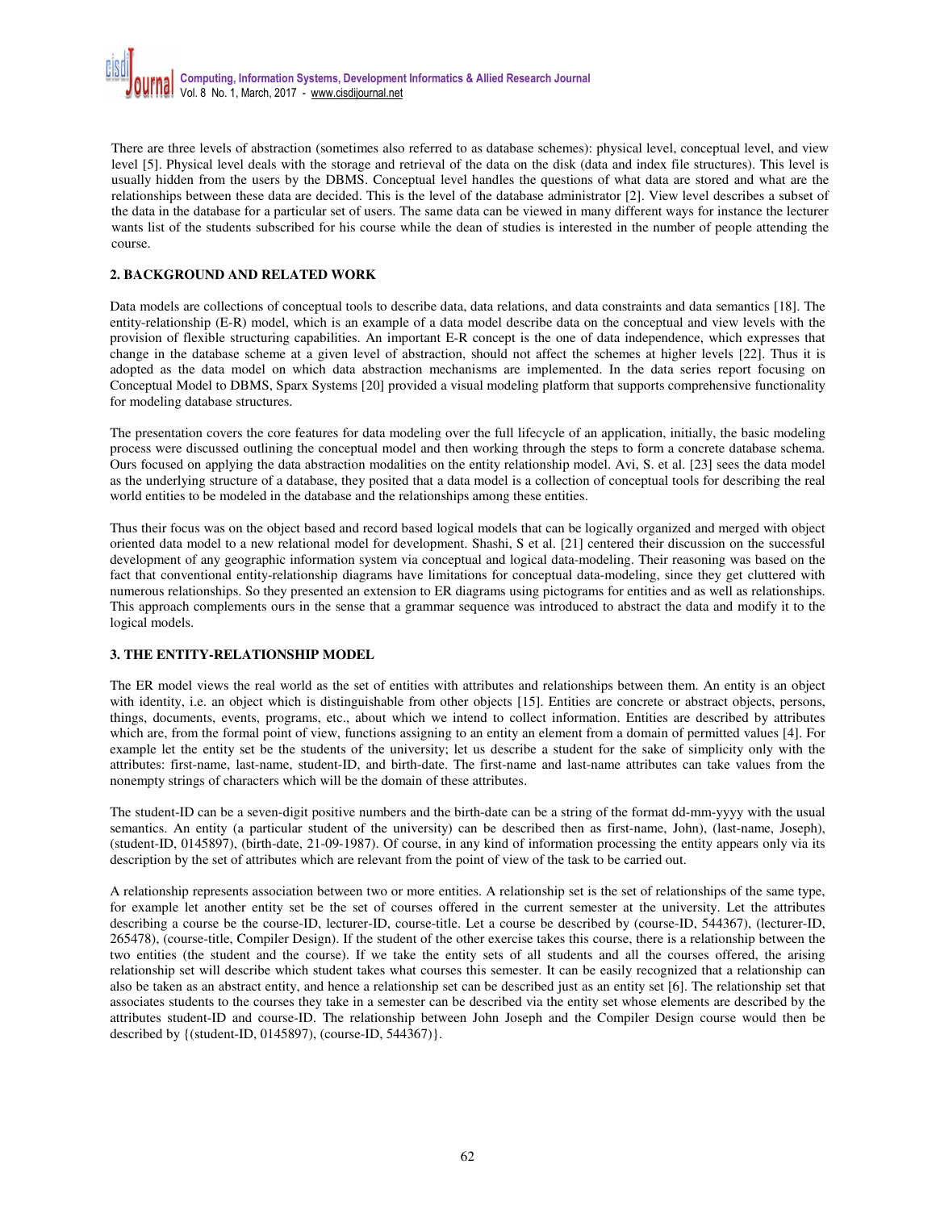There are three levels of abstraction (sometimes also referred to as database schemes): physical level, conceptual level, and view level [5]. Physical level deals with the storage and retrieval of the data on the disk (data and index file structures). This level is usually hidden from the users by the DBMS. Conceptual level handles the questions of what data are stored and what are the relationships between these data are decided. This is the level of the database administrator [2]. View level describes a subset of the data in the database for a particular set of users. The same data can be viewed in many different ways for instance the lecturer wants list of the students subscribed for his course while the dean of studies is interested in the number of people attending the course.

## 2. BACKGROUND AND RELATED WORK

Data models are collections of conceptual tools to describe data, data relations, and data constraints and data semantics [18]. The entity-relationship (E-R) model, which is an example of a data model describe data on the conceptual and view levels with the provision of flexible structuring capabilities. An important E-R concept is the one of data independence, which expresses that change in the database scheme at a given level of abstraction, should not affect the schemes at higher levels [22]. Thus it is adopted as the data model on which data abstraction mechanisms are implemented. In the data series report focusing on Conceptual Model to DBMS, Sparx Systems [20] provided a visual modeling platform that supports comprehensive functionality for modeling database structures.

The presentation covers the core features for data modeling over the full lifecycle of an application, initially, the basic modeling process were discussed outlining the conceptual model and then working through the steps to form a concrete database schema. Ours focused on applying the data abstraction modalities on the entity relationship model. Avi, S. et al. [23] sees the data model as the underlying structure of a database, they posited that a data model is a collection of conceptual tools for describing the real world entities to be modeled in the database and the relationships among these entities.

Thus their focus was on the object based and record based logical models that can be logically organized and merged with object oriented data model to a new relational model for development. Shashi, S et al. [21] centered their discussion on the successful development of any geographic information system via conceptual and logical data-modeling. Their reasoning was based on the fact that conventional entity-relationship diagrams have limitations for conceptual data-modeling, since they get cluttered with numerous relationships. So they presented an extension to ER diagrams using pictograms for entities and as well as relationships. This approach complements ours in the sense that a grammar sequence was introduced to abstract the data and modify it to the logical models.

## 3. THE ENTITY-RELATIONSHIP MODEL

The ER model views the real world as the set of entities with attributes and relationships between them. An entity is an object with identity, i.e. an object which is distinguishable from other objects [15]. Entities are concrete or abstract objects, persons, things, documents, events, programs, etc., about which we intend to collect information. Entities are described by attributes which are, from the formal point of view, functions assigning to an entity an element from a domain of permitted values [4]. For example let the entity set be the students of the university; let us describe a student for the sake of simplicity only with the attributes: first-name, last-name, student-ID, and birth-date. The first-name and last-name attributes can take values from the nonempty strings of characters which will be the domain of these attributes.

The student-ID can be a seven-digit positive numbers and the birth-date can be a string of the format dd-mm-yyyy with the usual semantics. An entity (a particular student of the university) can be described then as first-name, John), (last-name, Joseph), (student-ID, 0145897), (birth-date, 21-09-1987). Of course, in any kind of information processing the entity appears only via its description by the set of attributes which are relevant from the point of view of the task to be carried out.

A relationship represents association between two or more entities. A relationship set is the set of relationships of the same type, for example let another entity set be the set of courses offered in the current semester at the university. Let the attributes describing a course be the course-ID, lecturer-ID, course-title. Let a course be described by (course-ID, 544367), (lecturer-ID, 265478), (course-title, Compiler Design). If the student of the other exercise takes this course, there is a relationship between the two entities (the student and the course). If we take the entity sets of all students and all the courses offered, the arising relationship set will describe which student takes what courses this semester. It can be easily recognized that a relationship can also be taken as an abstract entity, and hence a relationship set can be described just as an entity set [6]. The relationship set that associates students to the courses they take in a semester can be described via the entity set whose elements are described by the attributes student-ID and course-ID. The relationship between John Joseph and the Compiler Design course would then be described by {(student-ID, 0145897), (course-ID, 544367)}.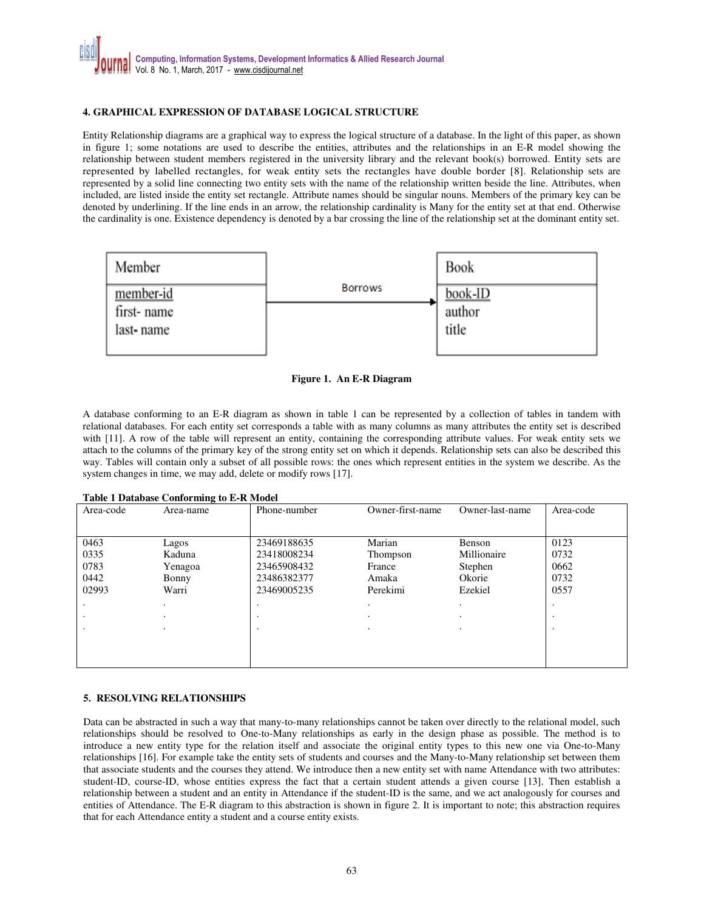## 4. GRAPHICAL EXPRESSION OF DATABASE LOGICAL STRUCTURE

Entity Relationship diagrams are a graphical way to express the logical structure of a database. In the light of this paper, as shown in figure 1; some notations are used to describe the entities, attributes and the relationships in an E-R model showing the relationship between student members registered in the university library and the relevant book(s) borrowed. Entity sets are represented by labelled rectangles, for weak entity sets the rectangles have double border [8]. Relationship sets are represented by a solid line connecting two entity sets with the name of the relationship written beside the line. Attributes, when included, are listed inside the entity set rectangle. Attribute names should be singular nouns. Members of the primary key can be denoted by underlining. If the line ends in an arrow, the relationship cardinality is Many for the entity set at that end. Otherwise the cardinality is one. Existence dependency is denoted by a bar crossing the line of the relationship set at the dominant entity set.

| Member | Borrows → | Book |
|---|---|---|
| <u>member-id</u><br>first- name<br>last- name | | <u>book-ID</u><br>author<br>title |

**Figure 1. An E-R Diagram**

A database conforming to an E-R diagram as shown in table 1 can be represented by a collection of tables in tandem with relational databases. For each entity set corresponds a table with as many columns as many attributes the entity set is described with [11]. A row of the table will represent an entity, containing the corresponding attribute values. For weak entity sets we attach to the columns of the primary key of the strong entity set on which it depends. Relationship sets can also be described this way. Tables will contain only a subset of all possible rows: the ones which represent entities in the system we describe. As the system changes in time, we may add, delete or modify rows [17].

**Table 1 Database Conforming to E-R Model**

| Area-code | Area-name | Phone-number | Owner-first-name | Owner-last-name | Area-code |
|---|---|---|---|---|---|
| 0463 | Lagos | 23469188635 | Marian | Benson | 0123 |
| 0335 | Kaduna | 23418008234 | Thompson | Millionaire | 0732 |
| 0783 | Yenagoa | 23465908432 | France | Stephen | 0662 |
| 0442 | Bonny | 23486382377 | Amaka | Okorie | 0732 |
| 02993 | Warri | 23469005235 | Perekimi | Ezekiel | 0557 |
| . | . | . | . | . | . |
| . | . | . | . | . | . |
| . | . | . | . | . | . |

## 5. RESOLVING RELATIONSHIPS

Data can be abstracted in such a way that many-to-many relationships cannot be taken over directly to the relational model, such relationships should be resolved to One-to-Many relationships as early in the design phase as possible. The method is to introduce a new entity type for the relation itself and associate the original entity types to this new one via One-to-Many relationships [16]. For example take the entity sets of students and courses and the Many-to-Many relationship set between them that associate students and the courses they attend. We introduce then a new entity set with name Attendance with two attributes: student-ID, course-ID, whose entities express the fact that a certain student attends a given course [13]. Then establish a relationship between a student and an entity in Attendance if the student-ID is the same, and we act analogously for courses and entities of Attendance. The E-R diagram to this abstraction is shown in figure 2. It is important to note; this abstraction requires that for each Attendance entity a student and a course entity exists.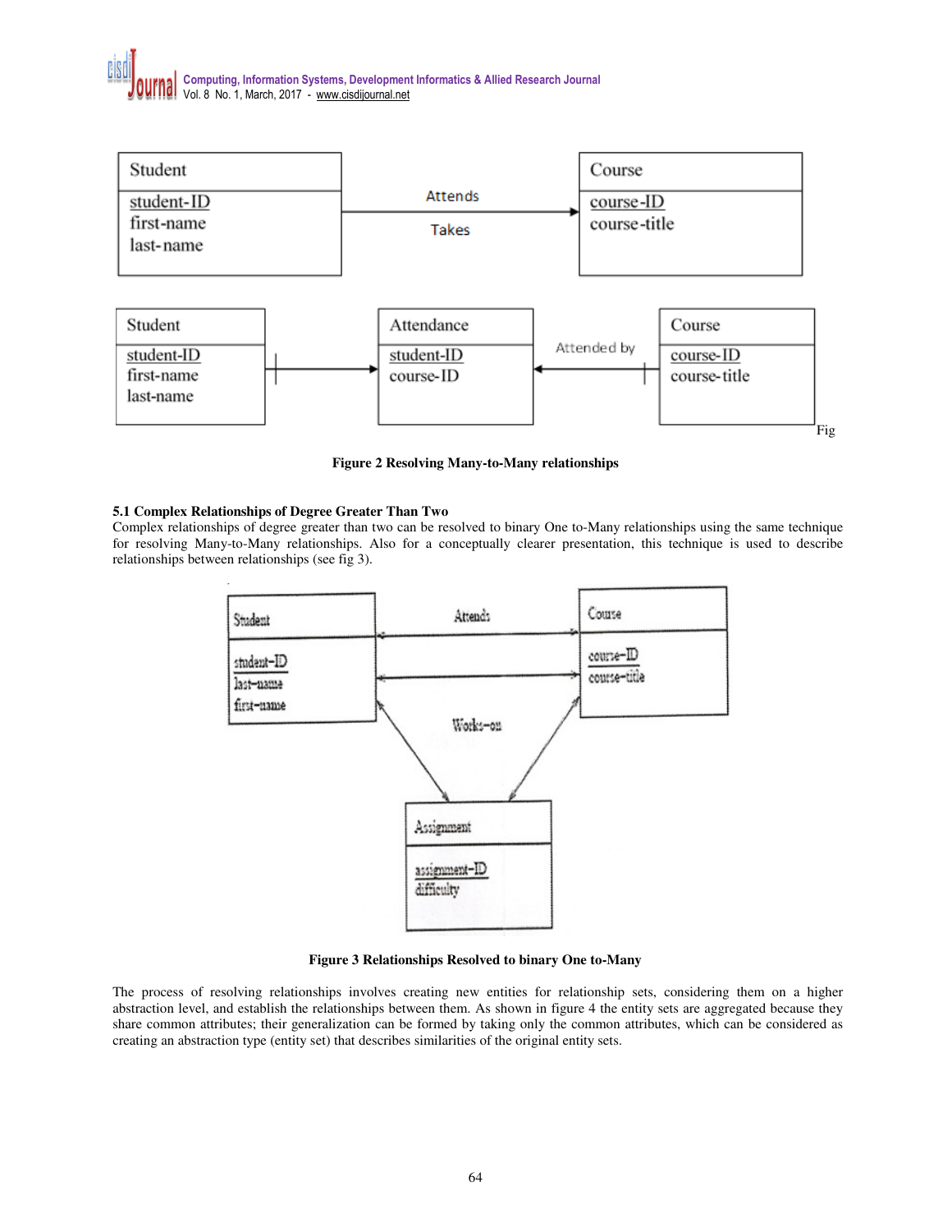Student | student-ID, first-name, last-name — Attends / Takes → Course | course-ID, course-title

Student | student-ID, first-name, last-name → Attendance | student-ID, course-ID ← Attended by — Course | course-ID, course-title

Fig

**Figure 2 Resolving Many-to-Many relationships**

### 5.1 Complex Relationships of Degree Greater Than Two

Complex relationships of degree greater than two can be resolved to binary One to-Many relationships using the same technique for resolving Many-to-Many relationships. Also for a conceptually clearer presentation, this technique is used to describe relationships between relationships (see fig 3).

Student | student-ID, last-name, first-name — Attends — Course | course-ID, course-title; Works-on — Assignment | assignment-ID, difficulty

**Figure 3 Relationships Resolved to binary One to-Many**

The process of resolving relationships involves creating new entities for relationship sets, considering them on a higher abstraction level, and establish the relationships between them. As shown in figure 4 the entity sets are aggregated because they share common attributes; their generalization can be formed by taking only the common attributes, which can be considered as creating an abstraction type (entity set) that describes similarities of the original entity sets.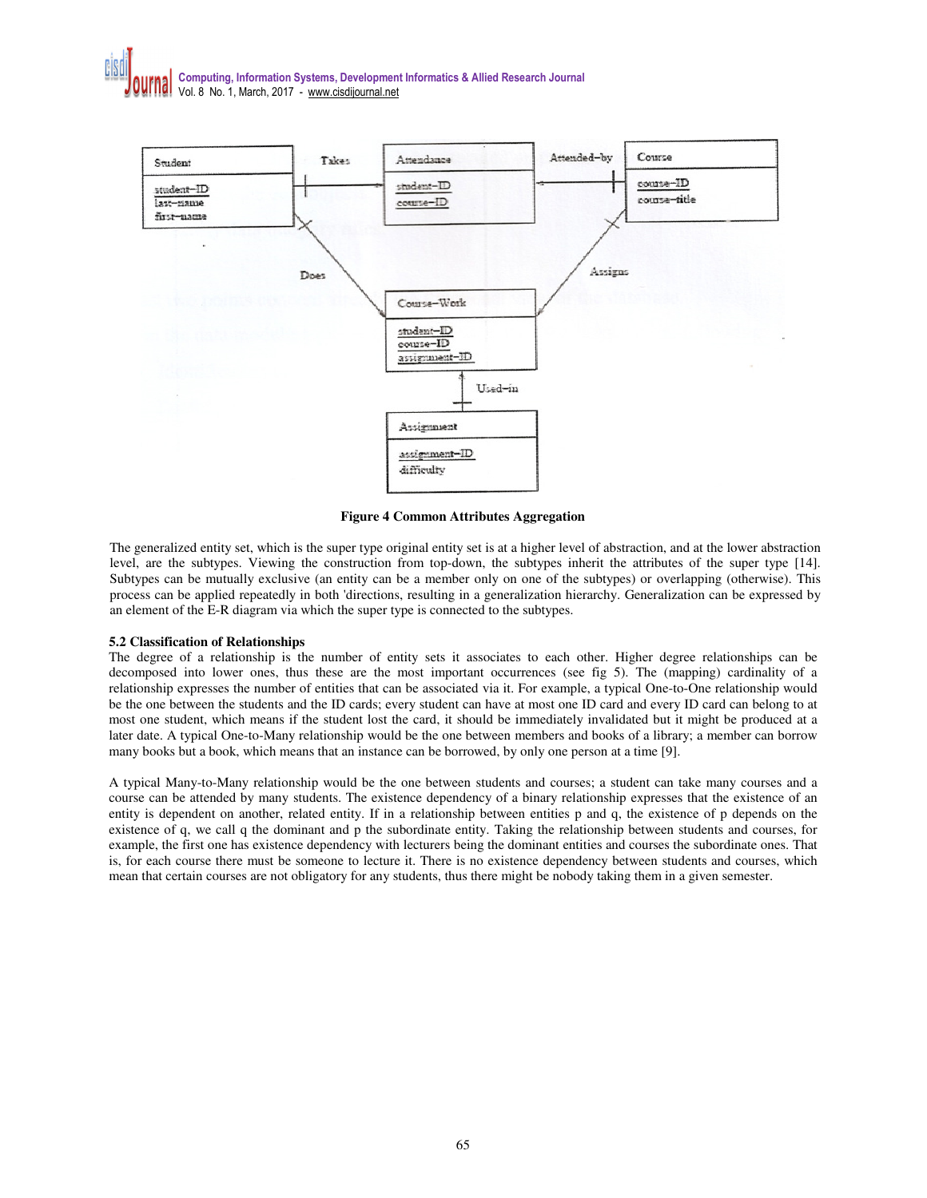Figure 4 Common Attributes Aggregation

The generalized entity set, which is the super type original entity set is at a higher level of abstraction, and at the lower abstraction level, are the subtypes. Viewing the construction from top-down, the subtypes inherit the attributes of the super type [14]. Subtypes can be mutually exclusive (an entity can be a member only on one of the subtypes) or overlapping (otherwise). This process can be applied repeatedly in both 'directions, resulting in a generalization hierarchy. Generalization can be expressed by an element of the E-R diagram via which the super type is connected to the subtypes.

### 5.2 Classification of Relationships

The degree of a relationship is the number of entity sets it associates to each other. Higher degree relationships can be decomposed into lower ones, thus these are the most important occurrences (see fig 5). The (mapping) cardinality of a relationship expresses the number of entities that can be associated via it. For example, a typical One-to-One relationship would be the one between the students and the ID cards; every student can have at most one ID card and every ID card can belong to at most one student, which means if the student lost the card, it should be immediately invalidated but it might be produced at a later date. A typical One-to-Many relationship would be the one between members and books of a library; a member can borrow many books but a book, which means that an instance can be borrowed, by only one person at a time [9].

A typical Many-to-Many relationship would be the one between students and courses; a student can take many courses and a course can be attended by many students. The existence dependency of a binary relationship expresses that the existence of an entity is dependent on another, related entity. If in a relationship between entities p and q, the existence of p depends on the existence of q, we call q the dominant and p the subordinate entity. Taking the relationship between students and courses, for example, the first one has existence dependency with lecturers being the dominant entities and courses the subordinate ones. That is, for each course there must be someone to lecture it. There is no existence dependency between students and courses, which mean that certain courses are not obligatory for any students, thus there might be nobody taking them in a given semester.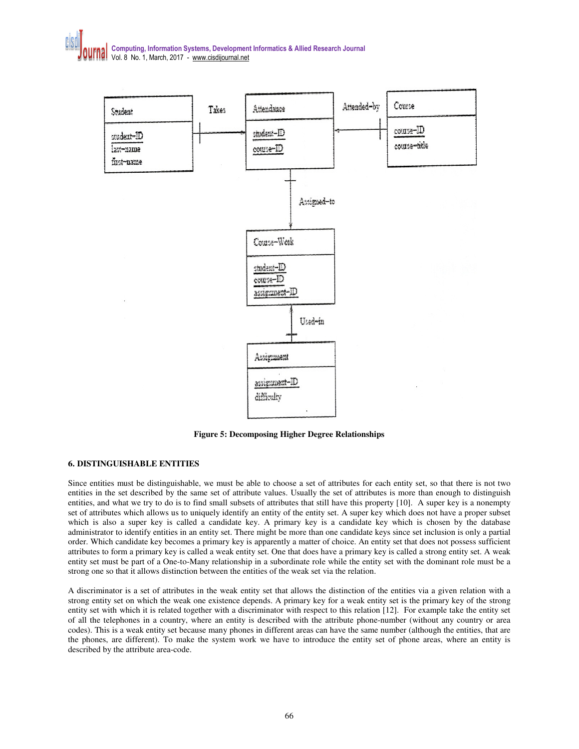**Figure 5: Decomposing Higher Degree Relationships**

## 6. DISTINGUISHABLE ENTITIES

Since entities must be distinguishable, we must be able to choose a set of attributes for each entity set, so that there is not two entities in the set described by the same set of attribute values. Usually the set of attributes is more than enough to distinguish entities, and what we try to do is to find small subsets of attributes that still have this property [10]. A super key is a nonempty set of attributes which allows us to uniquely identify an entity of the entity set. A super key which does not have a proper subset which is also a super key is called a candidate key. A primary key is a candidate key which is chosen by the database administrator to identify entities in an entity set. There might be more than one candidate keys since set inclusion is only a partial order. Which candidate key becomes a primary key is apparently a matter of choice. An entity set that does not possess sufficient attributes to form a primary key is called a weak entity set. One that does have a primary key is called a strong entity set. A weak entity set must be part of a One-to-Many relationship in a subordinate role while the entity set with the dominant role must be a strong one so that it allows distinction between the entities of the weak set via the relation.

A discriminator is a set of attributes in the weak entity set that allows the distinction of the entities via a given relation with a strong entity set on which the weak one existence depends. A primary key for a weak entity set is the primary key of the strong entity set with which it is related together with a discriminator with respect to this relation [12]. For example take the entity set of all the telephones in a country, where an entity is described with the attribute phone-number (without any country or area codes). This is a weak entity set because many phones in different areas can have the same number (although the entities, that are the phones, are different). To make the system work we have to introduce the entity set of phone areas, where an entity is described by the attribute area-code.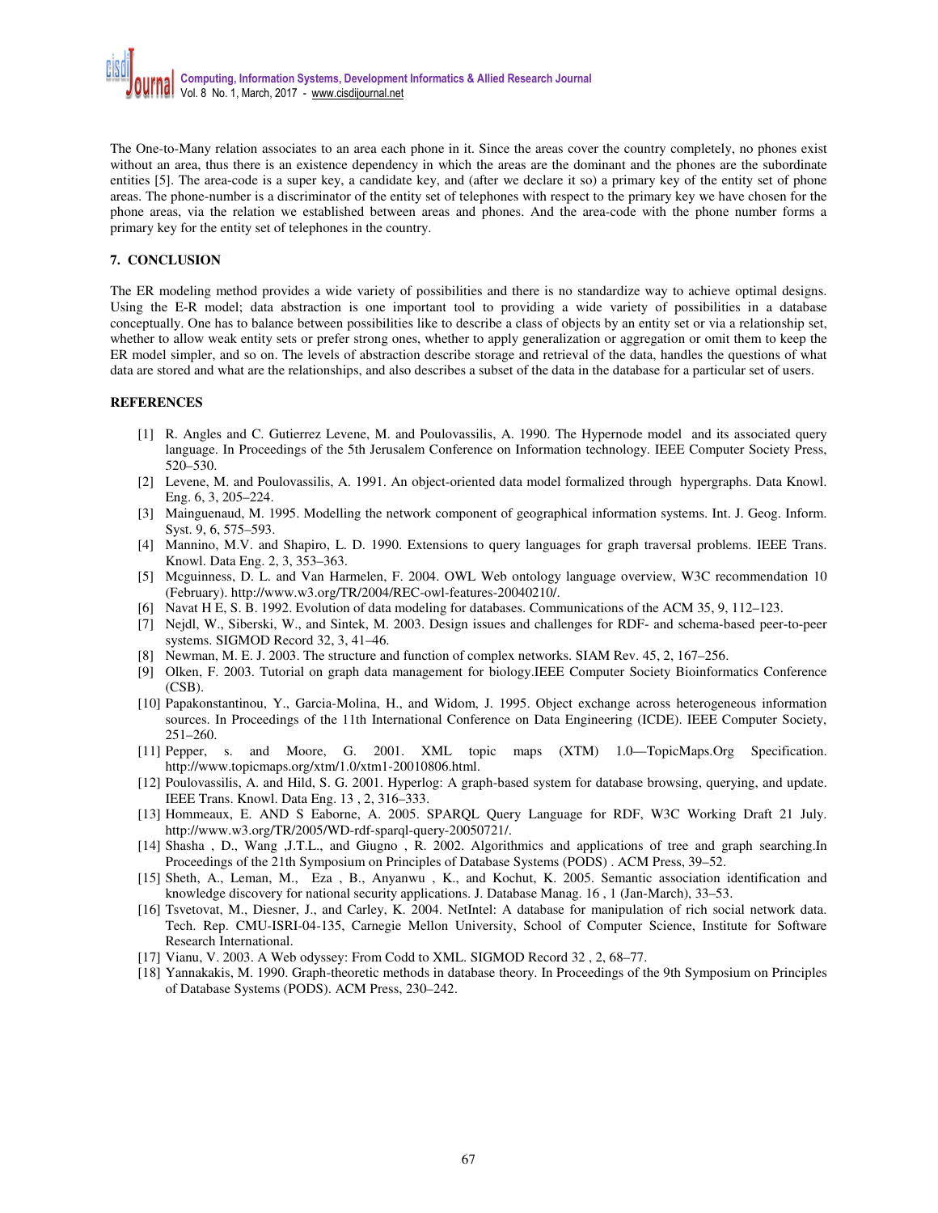The One-to-Many relation associates to an area each phone in it. Since the areas cover the country completely, no phones exist without an area, thus there is an existence dependency in which the areas are the dominant and the phones are the subordinate entities [5]. The area-code is a super key, a candidate key, and (after we declare it so) a primary key of the entity set of phone areas. The phone-number is a discriminator of the entity set of telephones with respect to the primary key we have chosen for the phone areas, via the relation we established between areas and phones. And the area-code with the phone number forms a primary key for the entity set of telephones in the country.

## 7. CONCLUSION

The ER modeling method provides a wide variety of possibilities and there is no standardize way to achieve optimal designs. Using the E-R model; data abstraction is one important tool to providing a wide variety of possibilities in a database conceptually. One has to balance between possibilities like to describe a class of objects by an entity set or via a relationship set, whether to allow weak entity sets or prefer strong ones, whether to apply generalization or aggregation or omit them to keep the ER model simpler, and so on. The levels of abstraction describe storage and retrieval of the data, handles the questions of what data are stored and what are the relationships, and also describes a subset of the data in the database for a particular set of users.

## REFERENCES

[1] R. Angles and C. Gutierrez Levene, M. and Poulovassilis, A. 1990. The Hypernode model and its associated query language. In Proceedings of the 5th Jerusalem Conference on Information technology. IEEE Computer Society Press, 520–530.

[2] Levene, M. and Poulovassilis, A. 1991. An object-oriented data model formalized through hypergraphs. Data Knowl. Eng. 6, 3, 205–224.

[3] Mainguenaud, M. 1995. Modelling the network component of geographical information systems. Int. J. Geog. Inform. Syst. 9, 6, 575–593.

[4] Mannino, M.V. and Shapiro, L. D. 1990. Extensions to query languages for graph traversal problems. IEEE Trans. Knowl. Data Eng. 2, 3, 353–363.

[5] Mcguinness, D. L. and Van Harmelen, F. 2004. OWL Web ontology language overview, W3C recommendation 10 (February). http://www.w3.org/TR/2004/REC-owl-features-20040210/.

[6] Navat H E, S. B. 1992. Evolution of data modeling for databases. Communications of the ACM 35, 9, 112–123.

[7] Nejdl, W., Siberski, W., and Sintek, M. 2003. Design issues and challenges for RDF- and schema-based peer-to-peer systems. SIGMOD Record 32, 3, 41–46.

[8] Newman, M. E. J. 2003. The structure and function of complex networks. SIAM Rev. 45, 2, 167–256.

[9] Olken, F. 2003. Tutorial on graph data management for biology.IEEE Computer Society Bioinformatics Conference (CSB).

[10] Papakonstantinou, Y., Garcia-Molina, H., and Widom, J. 1995. Object exchange across heterogeneous information sources. In Proceedings of the 11th International Conference on Data Engineering (ICDE). IEEE Computer Society, 251–260.

[11] Pepper, s. and Moore, G. 2001. XML topic maps (XTM) 1.0—TopicMaps.Org Specification. http://www.topicmaps.org/xtm/1.0/xtm1-20010806.html.

[12] Poulovassilis, A. and Hild, S. G. 2001. Hyperlog: A graph-based system for database browsing, querying, and update. IEEE Trans. Knowl. Data Eng. 13 , 2, 316–333.

[13] Hommeaux, E. AND S Eaborne, A. 2005. SPARQL Query Language for RDF, W3C Working Draft 21 July. http://www.w3.org/TR/2005/WD-rdf-sparql-query-20050721/.

[14] Shasha , D., Wang ,J.T.L., and Giugno , R. 2002. Algorithmics and applications of tree and graph searching.In Proceedings of the 21th Symposium on Principles of Database Systems (PODS) . ACM Press, 39–52.

[15] Sheth, A., Leman, M., Eza , B., Anyanwu , K., and Kochut, K. 2005. Semantic association identification and knowledge discovery for national security applications. J. Database Manag. 16 , 1 (Jan-March), 33–53.

[16] Tsvetovat, M., Diesner, J., and Carley, K. 2004. NetIntel: A database for manipulation of rich social network data. Tech. Rep. CMU-ISRI-04-135, Carnegie Mellon University, School of Computer Science, Institute for Software Research International.

[17] Vianu, V. 2003. A Web odyssey: From Codd to XML. SIGMOD Record 32 , 2, 68–77.

[18] Yannakakis, M. 1990. Graph-theoretic methods in database theory. In Proceedings of the 9th Symposium on Principles of Database Systems (PODS). ACM Press, 230–242.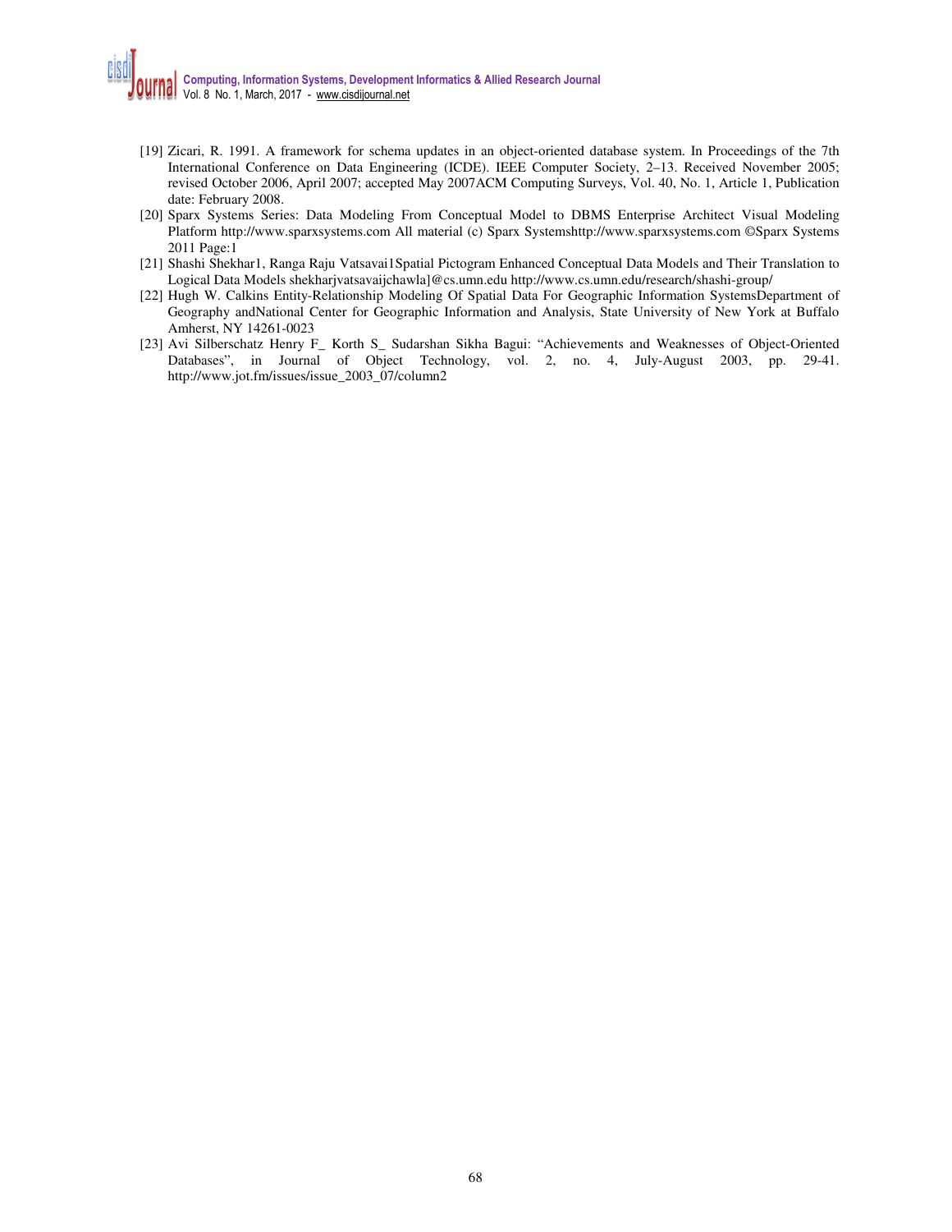[19] Zicari, R. 1991. A framework for schema updates in an object-oriented database system. In Proceedings of the 7th International Conference on Data Engineering (ICDE). IEEE Computer Society, 2–13. Received November 2005; revised October 2006, April 2007; accepted May 2007ACM Computing Surveys, Vol. 40, No. 1, Article 1, Publication date: February 2008.

[20] Sparx Systems Series: Data Modeling From Conceptual Model to DBMS Enterprise Architect Visual Modeling Platform http://www.sparxsystems.com All material (c) Sparx Systemshttp://www.sparxsystems.com ©Sparx Systems 2011 Page:1

[21] Shashi Shekhar1, Ranga Raju Vatsavai1Spatial Pictogram Enhanced Conceptual Data Models and Their Translation to Logical Data Models shekharjvatsavaijchawla]@cs.umn.edu http://www.cs.umn.edu/research/shashi-group/

[22] Hugh W. Calkins Entity-Relationship Modeling Of Spatial Data For Geographic Information SystemsDepartment of Geography andNational Center for Geographic Information and Analysis, State University of New York at Buffalo Amherst, NY 14261-0023

[23] Avi Silberschatz Henry F_ Korth S_ Sudarshan Sikha Bagui: "Achievements and Weaknesses of Object-Oriented Databases", in Journal of Object Technology, vol. 2, no. 4, July-August 2003, pp. 29-41. http://www.jot.fm/issues/issue_2003_07/column2